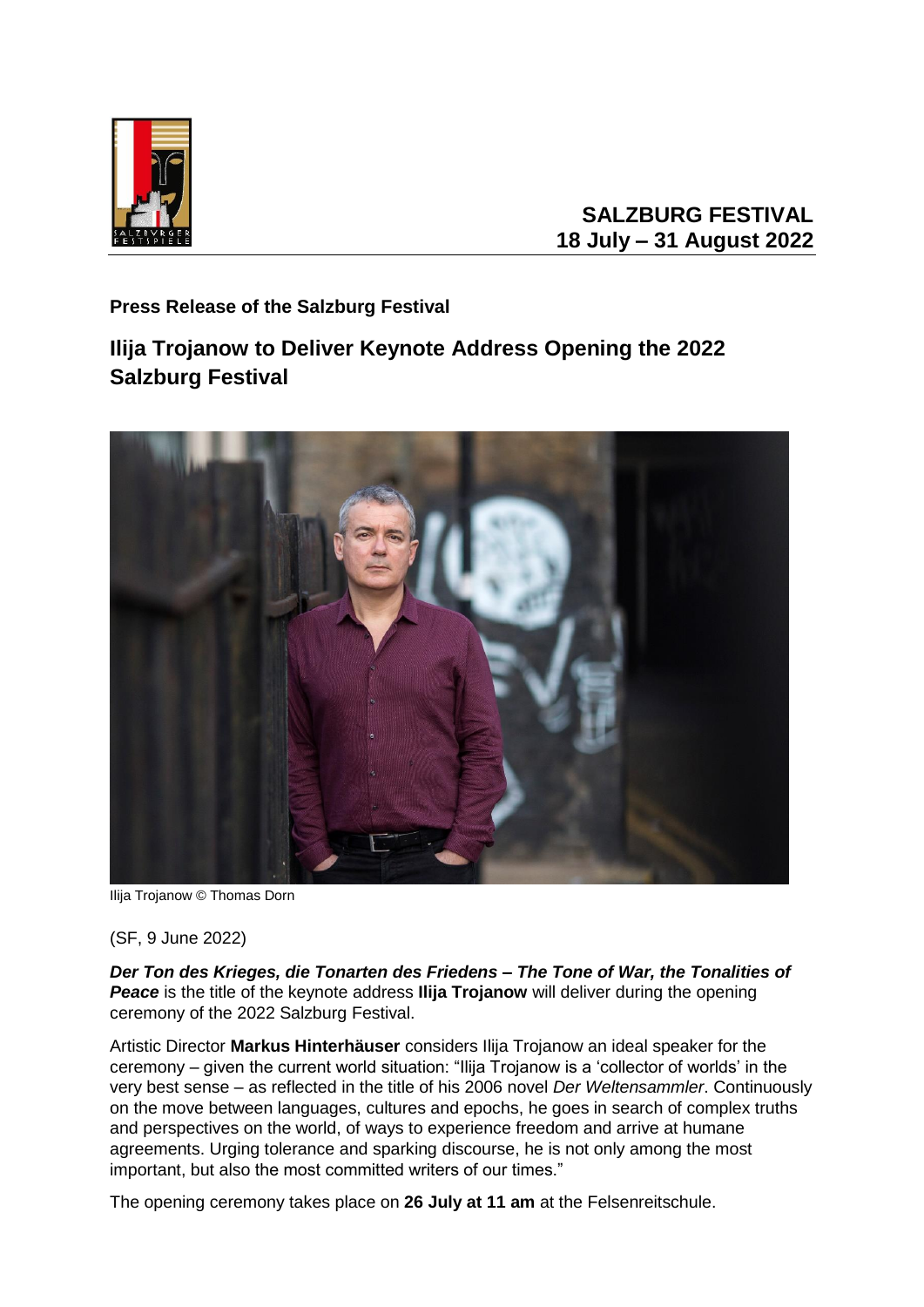**SALZBURG FESTIVAL**
**18 July – 31 August 2022**

**Press Release of the Salzburg Festival**

## Ilija Trojanow to Deliver Keynote Address Opening the 2022 Salzburg Festival

Ilija Trojanow © Thomas Dorn

(SF, 9 June 2022)

***Der Ton des Krieges, die Tonarten des Friedens – The Tone of War, the Tonalities of Peace*** is the title of the keynote address **Ilija Trojanow** will deliver during the opening ceremony of the 2022 Salzburg Festival.

Artistic Director **Markus Hinterhäuser** considers Ilija Trojanow an ideal speaker for the ceremony – given the current world situation: "Ilija Trojanow is a 'collector of worlds' in the very best sense – as reflected in the title of his 2006 novel *Der Weltensammler*. Continuously on the move between languages, cultures and epochs, he goes in search of complex truths and perspectives on the world, of ways to experience freedom and arrive at humane agreements. Urging tolerance and sparking discourse, he is not only among the most important, but also the most committed writers of our times."

The opening ceremony takes place on **26 July at 11 am** at the Felsenreitschule.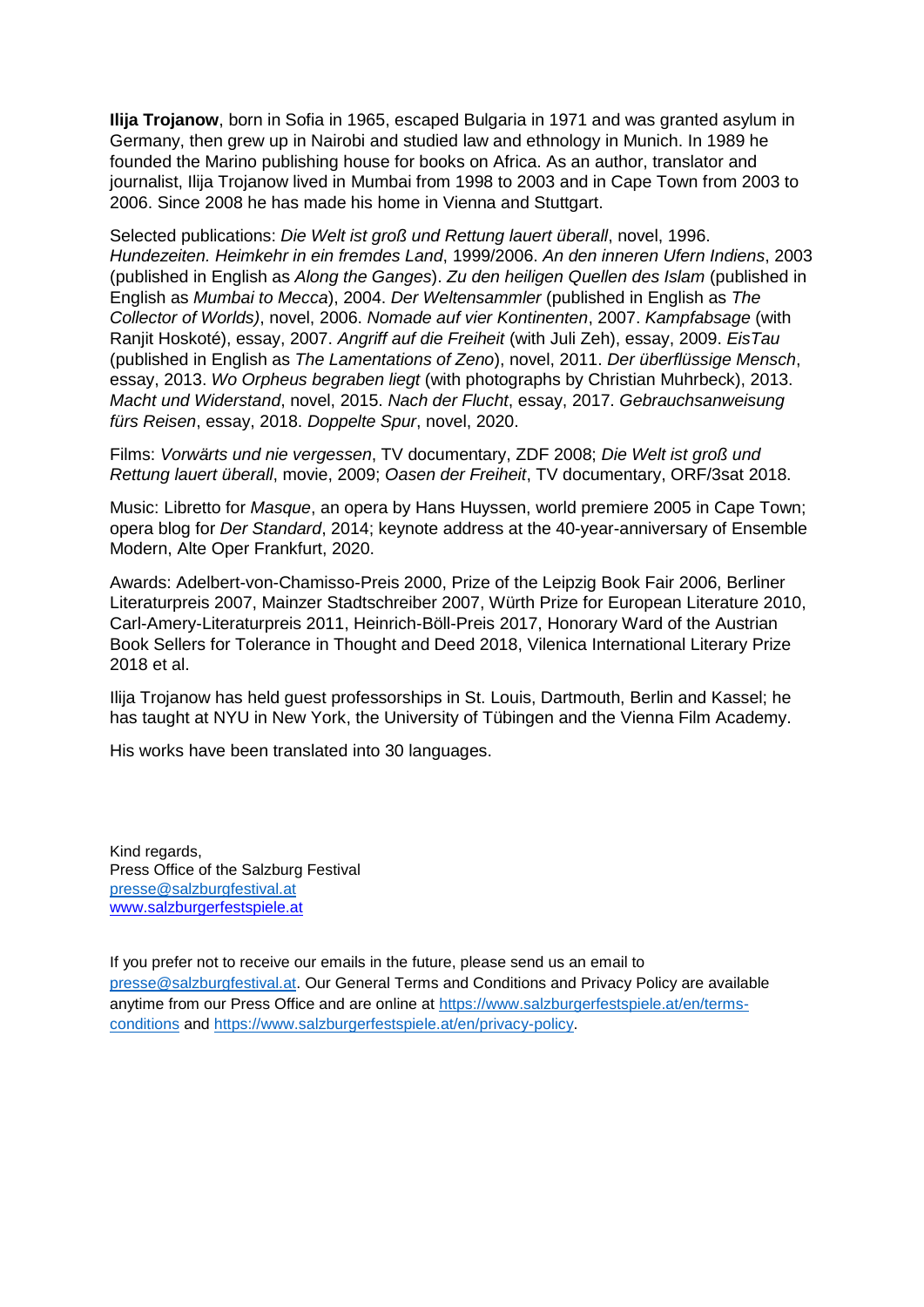**Ilija Trojanow**, born in Sofia in 1965, escaped Bulgaria in 1971 and was granted asylum in Germany, then grew up in Nairobi and studied law and ethnology in Munich. In 1989 he founded the Marino publishing house for books on Africa. As an author, translator and journalist, Ilija Trojanow lived in Mumbai from 1998 to 2003 and in Cape Town from 2003 to 2006. Since 2008 he has made his home in Vienna and Stuttgart.

Selected publications: *Die Welt ist groß und Rettung lauert überall*, novel, 1996. *Hundezeiten. Heimkehr in ein fremdes Land*, 1999/2006. *An den inneren Ufern Indiens*, 2003 (published in English as *Along the Ganges*). *Zu den heiligen Quellen des Islam* (published in English as *Mumbai to Mecca*), 2004. *Der Weltensammler* (published in English as *The Collector of Worlds)*, novel, 2006. *Nomade auf vier Kontinenten*, 2007. *Kampfabsage* (with Ranjit Hoskoté), essay, 2007. *Angriff auf die Freiheit* (with Juli Zeh), essay, 2009. *EisTau* (published in English as *The Lamentations of Zeno*), novel, 2011. *Der überflüssige Mensch*, essay, 2013. *Wo Orpheus begraben liegt* (with photographs by Christian Muhrbeck), 2013. *Macht und Widerstand*, novel, 2015. *Nach der Flucht*, essay, 2017. *Gebrauchsanweisung fürs Reisen*, essay, 2018. *Doppelte Spur*, novel, 2020.

Films: *Vorwärts und nie vergessen*, TV documentary, ZDF 2008; *Die Welt ist groß und Rettung lauert überall*, movie, 2009; *Oasen der Freiheit*, TV documentary, ORF/3sat 2018.

Music: Libretto for *Masque*, an opera by Hans Huyssen, world premiere 2005 in Cape Town; opera blog for *Der Standard*, 2014; keynote address at the 40-year-anniversary of Ensemble Modern, Alte Oper Frankfurt, 2020.

Awards: Adelbert-von-Chamisso-Preis 2000, Prize of the Leipzig Book Fair 2006, Berliner Literaturpreis 2007, Mainzer Stadtschreiber 2007, Würth Prize for European Literature 2010, Carl-Amery-Literaturpreis 2011, Heinrich-Böll-Preis 2017, Honorary Ward of the Austrian Book Sellers for Tolerance in Thought and Deed 2018, Vilenica International Literary Prize 2018 et al.

Ilija Trojanow has held guest professorships in St. Louis, Dartmouth, Berlin and Kassel; he has taught at NYU in New York, the University of Tübingen and the Vienna Film Academy.

His works have been translated into 30 languages.

Kind regards,
Press Office of the Salzburg Festival
presse@salzburgfestival.at
www.salzburgerfestspiele.at

If you prefer not to receive our emails in the future, please send us an email to presse@salzburgfestival.at. Our General Terms and Conditions and Privacy Policy are available anytime from our Press Office and are online at https://www.salzburgerfestspiele.at/en/terms-conditions and https://www.salzburgerfestspiele.at/en/privacy-policy.